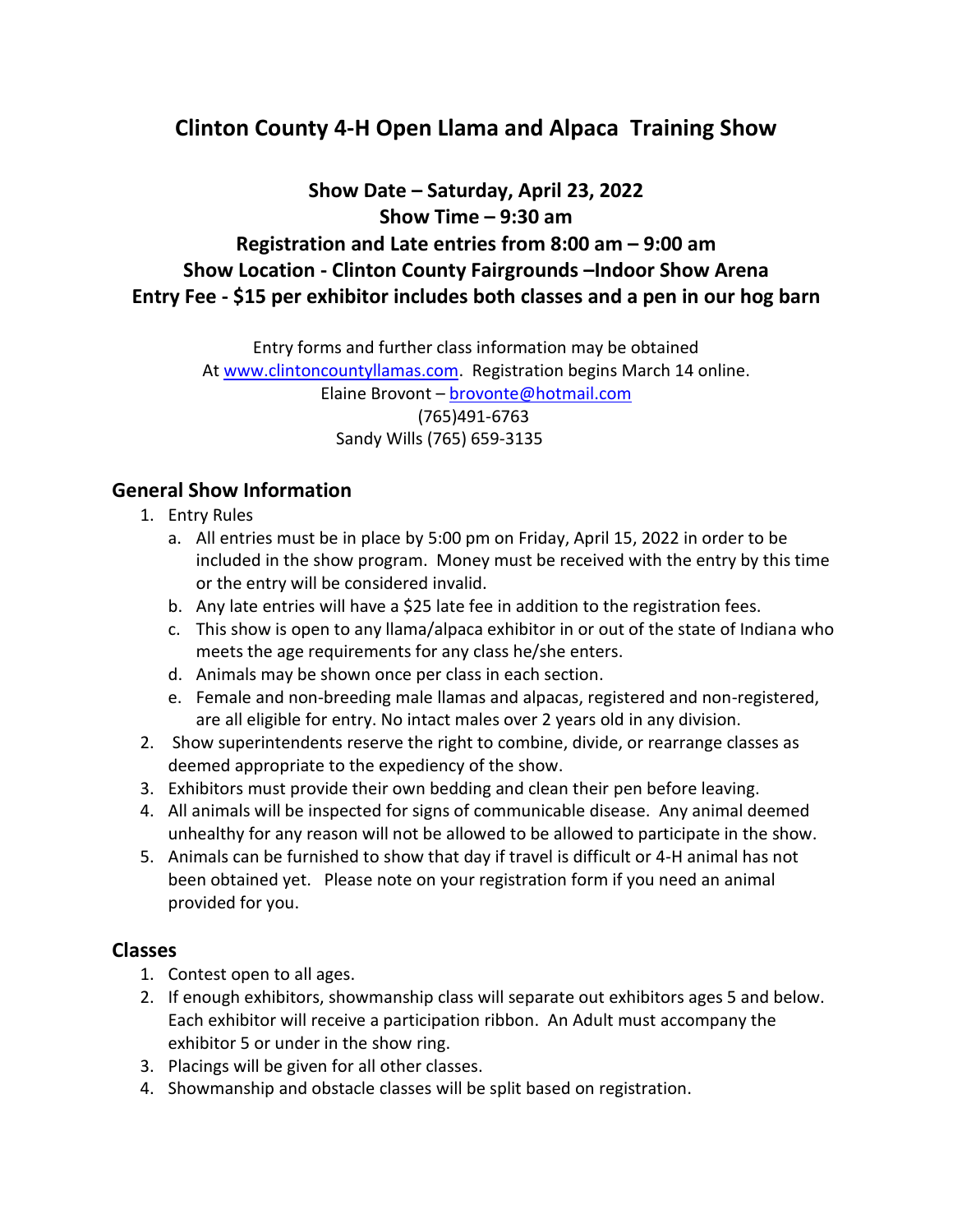# Clinton County 4-H Open Llama and Alpaca Training Show

**Show Date – Saturday, April 23, 2022**
**Show Time – 9:30 am**
**Registration and Late entries from 8:00 am – 9:00 am**
**Show Location - Clinton County Fairgrounds –Indoor Show Arena**
**Entry Fee - $15 per exhibitor includes both classes and a pen in our hog barn**

Entry forms and further class information may be obtained
At www.clintoncountyllamas.com. Registration begins March 14 online.
Elaine Brovont – brovonte@hotmail.com
(765)491-6763
Sandy Wills (765) 659-3135

## General Show Information

1. Entry Rules
   a. All entries must be in place by 5:00 pm on Friday, April 15, 2022 in order to be included in the show program. Money must be received with the entry by this time or the entry will be considered invalid.
   b. Any late entries will have a $25 late fee in addition to the registration fees.
   c. This show is open to any llama/alpaca exhibitor in or out of the state of Indiana who meets the age requirements for any class he/she enters.
   d. Animals may be shown once per class in each section.
   e. Female and non-breeding male llamas and alpacas, registered and non-registered, are all eligible for entry. No intact males over 2 years old in any division.
2. Show superintendents reserve the right to combine, divide, or rearrange classes as deemed appropriate to the expediency of the show.
3. Exhibitors must provide their own bedding and clean their pen before leaving.
4. All animals will be inspected for signs of communicable disease. Any animal deemed unhealthy for any reason will not be allowed to be allowed to participate in the show.
5. Animals can be furnished to show that day if travel is difficult or 4-H animal has not been obtained yet. Please note on your registration form if you need an animal provided for you.

## Classes

1. Contest open to all ages.
2. If enough exhibitors, showmanship class will separate out exhibitors ages 5 and below. Each exhibitor will receive a participation ribbon. An Adult must accompany the exhibitor 5 or under in the show ring.
3. Placings will be given for all other classes.
4. Showmanship and obstacle classes will be split based on registration.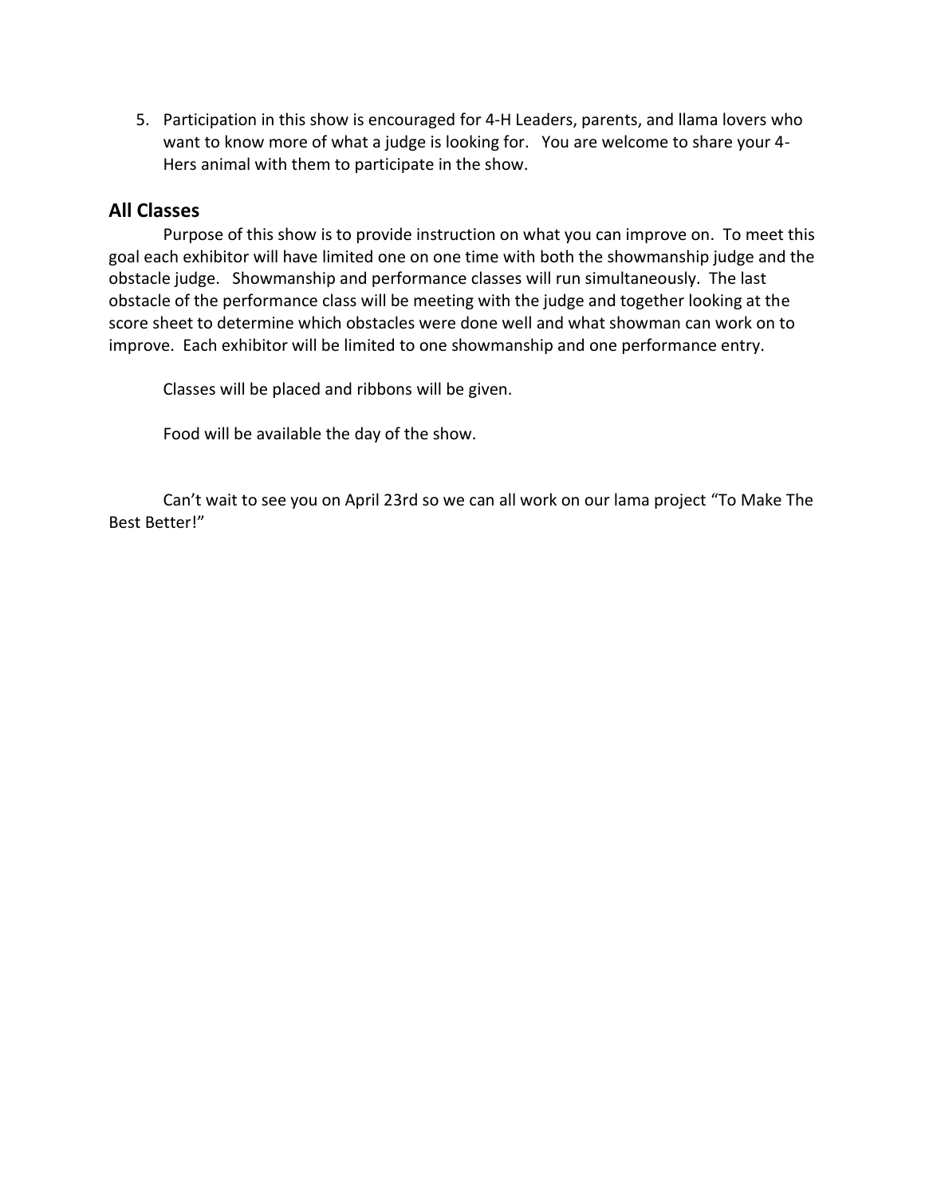5. Participation in this show is encouraged for 4-H Leaders, parents, and llama lovers who want to know more of what a judge is looking for. You are welcome to share your 4-Hers animal with them to participate in the show.

## All Classes

Purpose of this show is to provide instruction on what you can improve on. To meet this goal each exhibitor will have limited one on one time with both the showmanship judge and the obstacle judge. Showmanship and performance classes will run simultaneously. The last obstacle of the performance class will be meeting with the judge and together looking at the score sheet to determine which obstacles were done well and what showman can work on to improve. Each exhibitor will be limited to one showmanship and one performance entry.

Classes will be placed and ribbons will be given.

Food will be available the day of the show.

Can't wait to see you on April 23rd so we can all work on our lama project "To Make The Best Better!"